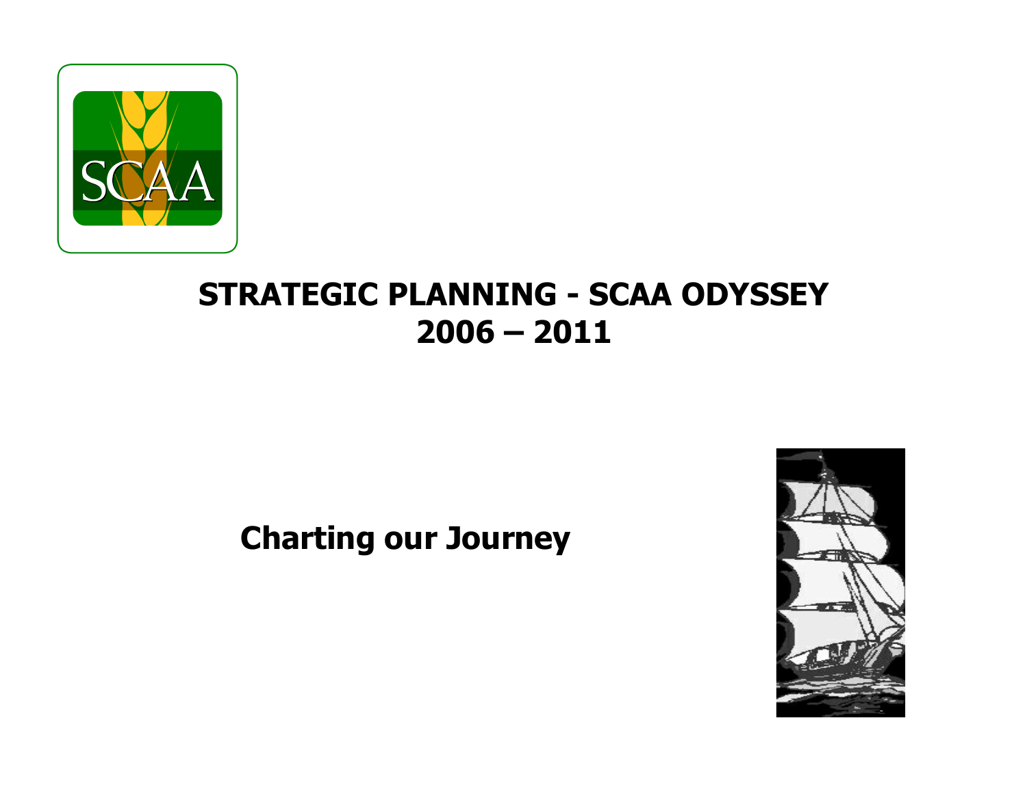# STRATEGIC PLANNING - SCAA ODYSSEY 2006 – 2011

**Charting our Journey**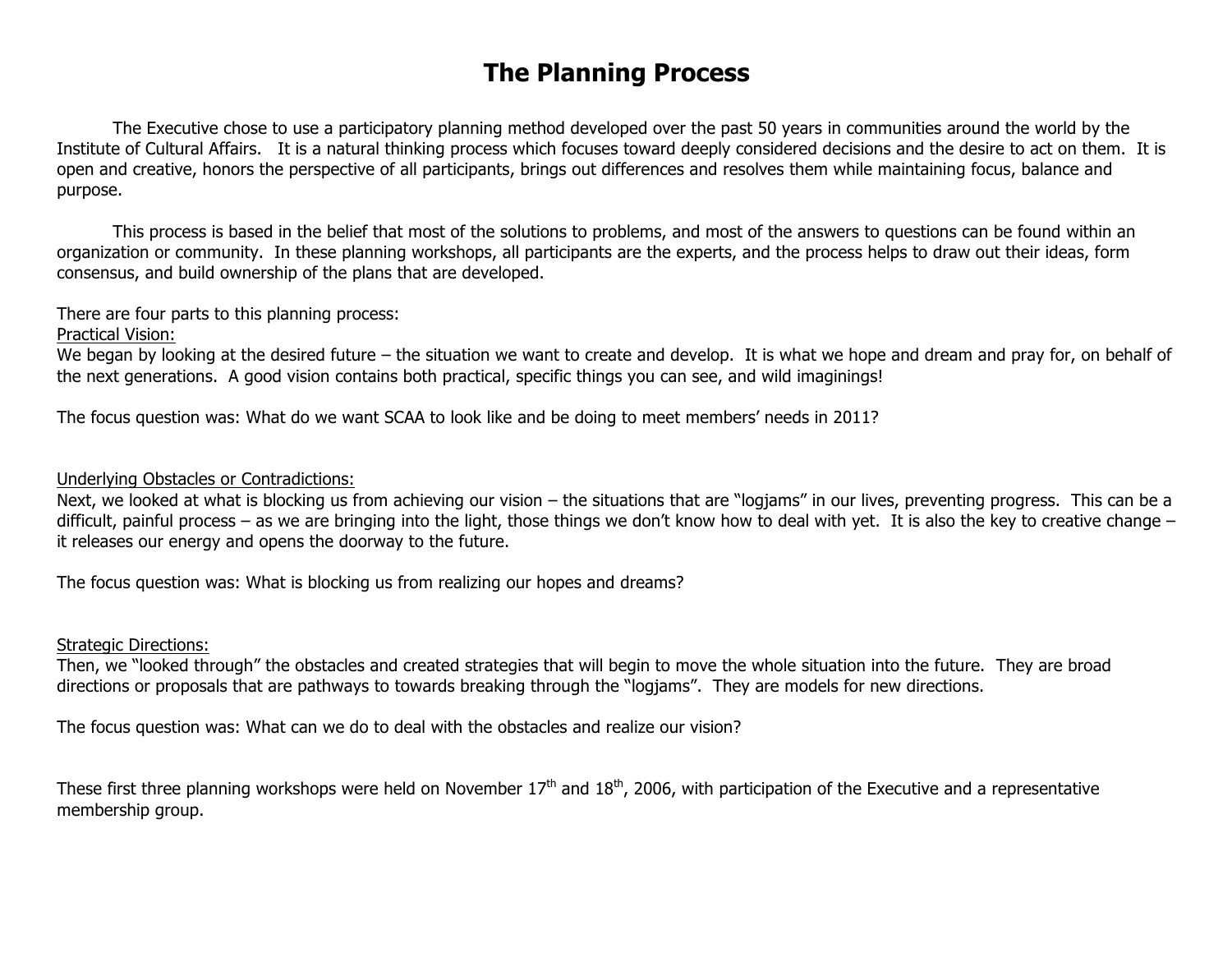# The Planning Process

The Executive chose to use a participatory planning method developed over the past 50 years in communities around the world by the Institute of Cultural Affairs. It is a natural thinking process which focuses toward deeply considered decisions and the desire to act on them. It is open and creative, honors the perspective of all participants, brings out differences and resolves them while maintaining focus, balance and purpose.

This process is based in the belief that most of the solutions to problems, and most of the answers to questions can be found within an organization or community. In these planning workshops, all participants are the experts, and the process helps to draw out their ideas, form consensus, and build ownership of the plans that are developed.

There are four parts to this planning process:

<u>Practical Vision:</u>
We began by looking at the desired future – the situation we want to create and develop. It is what we hope and dream and pray for, on behalf of the next generations. A good vision contains both practical, specific things you can see, and wild imaginings!

The focus question was: What do we want SCAA to look like and be doing to meet members' needs in 2011?

<u>Underlying Obstacles or Contradictions:</u>
Next, we looked at what is blocking us from achieving our vision – the situations that are "logjams" in our lives, preventing progress. This can be a difficult, painful process – as we are bringing into the light, those things we don't know how to deal with yet. It is also the key to creative change – it releases our energy and opens the doorway to the future.

The focus question was: What is blocking us from realizing our hopes and dreams?

<u>Strategic Directions:</u>
Then, we "looked through" the obstacles and created strategies that will begin to move the whole situation into the future. They are broad directions or proposals that are pathways to towards breaking through the "logjams". They are models for new directions.

The focus question was: What can we do to deal with the obstacles and realize our vision?

These first three planning workshops were held on November 17th and 18th, 2006, with participation of the Executive and a representative membership group.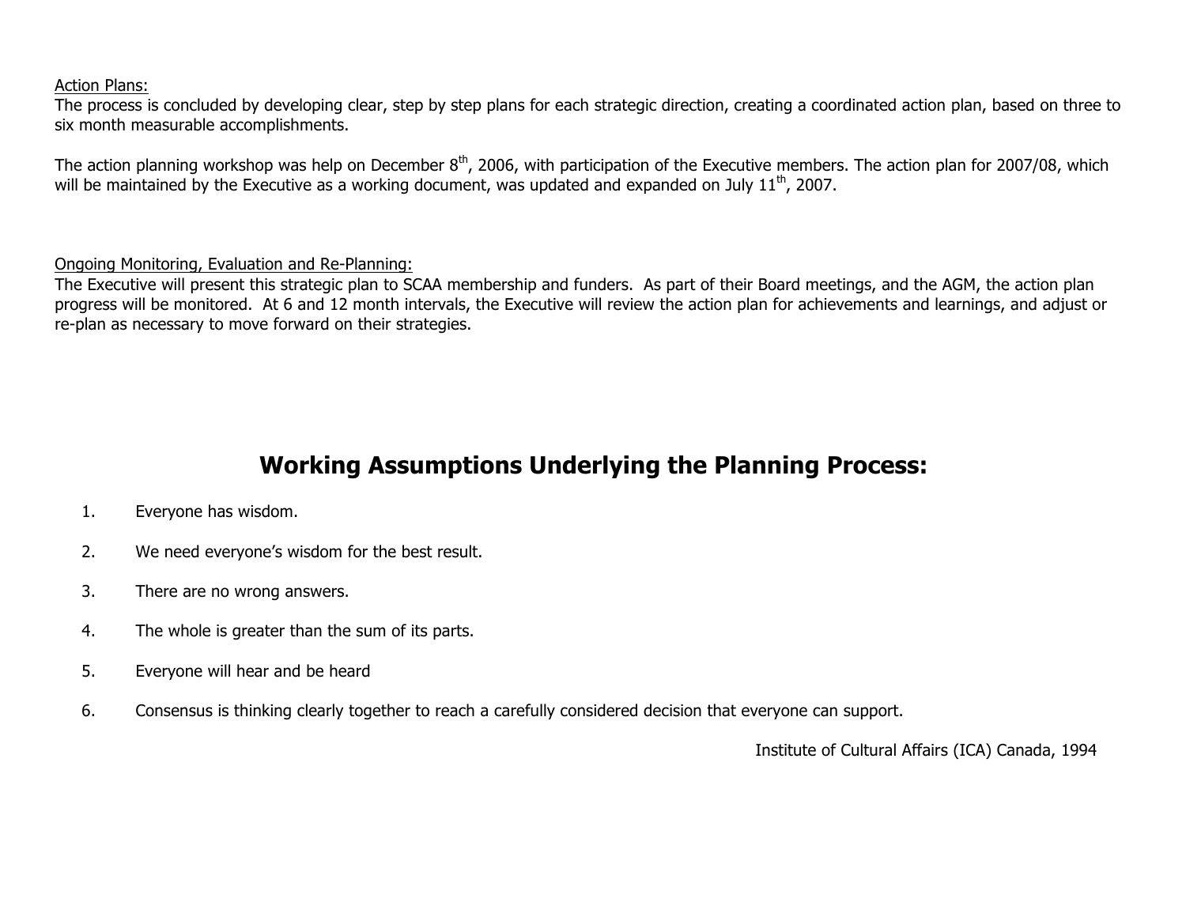Action Plans:

The process is concluded by developing clear, step by step plans for each strategic direction, creating a coordinated action plan, based on three to six month measurable accomplishments.

The action planning workshop was help on December 8th, 2006, with participation of the Executive members. The action plan for 2007/08, which will be maintained by the Executive as a working document, was updated and expanded on July 11th, 2007.

Ongoing Monitoring, Evaluation and Re-Planning:

The Executive will present this strategic plan to SCAA membership and funders. As part of their Board meetings, and the AGM, the action plan progress will be monitored. At 6 and 12 month intervals, the Executive will review the action plan for achievements and learnings, and adjust or re-plan as necessary to move forward on their strategies.

## Working Assumptions Underlying the Planning Process:

1. Everyone has wisdom.
2. We need everyone's wisdom for the best result.
3. There are no wrong answers.
4. The whole is greater than the sum of its parts.
5. Everyone will hear and be heard
6. Consensus is thinking clearly together to reach a carefully considered decision that everyone can support.

Institute of Cultural Affairs (ICA) Canada, 1994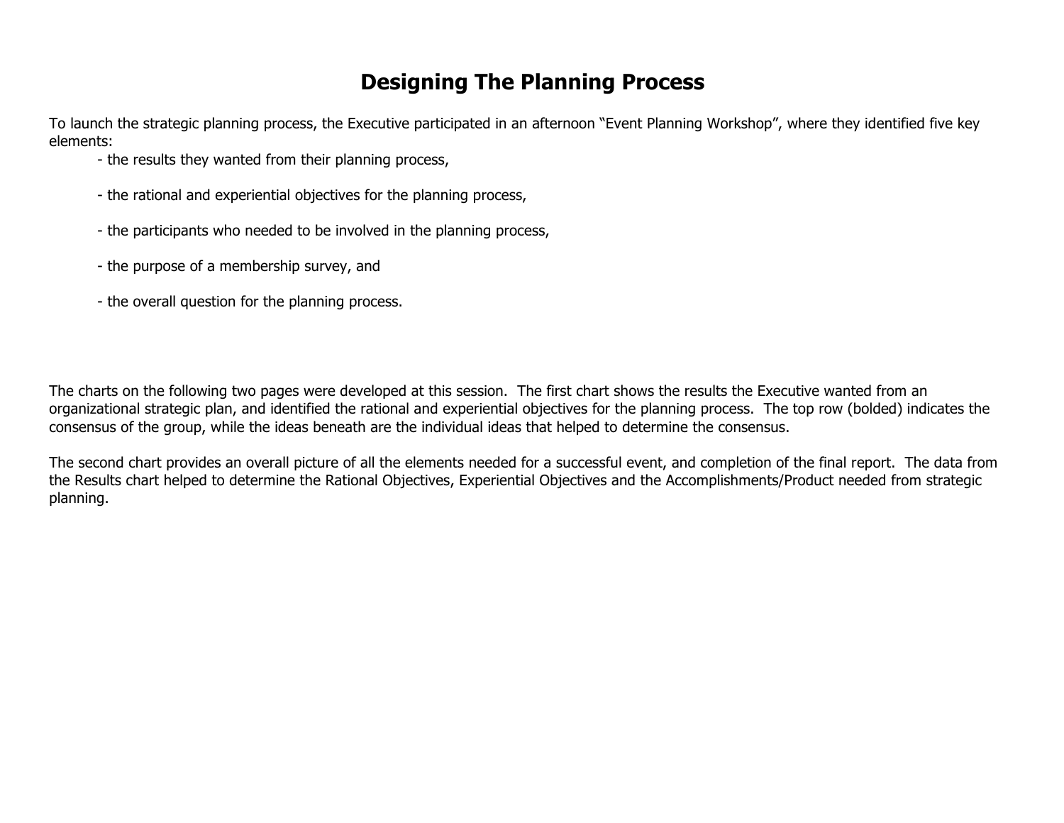# Designing The Planning Process

To launch the strategic planning process, the Executive participated in an afternoon "Event Planning Workshop", where they identified five key elements:

- the results they wanted from their planning process,
- the rational and experiential objectives for the planning process,
- the participants who needed to be involved in the planning process,
- the purpose of a membership survey, and
- the overall question for the planning process.

The charts on the following two pages were developed at this session. The first chart shows the results the Executive wanted from an organizational strategic plan, and identified the rational and experiential objectives for the planning process. The top row (bolded) indicates the consensus of the group, while the ideas beneath are the individual ideas that helped to determine the consensus.

The second chart provides an overall picture of all the elements needed for a successful event, and completion of the final report. The data from the Results chart helped to determine the Rational Objectives, Experiential Objectives and the Accomplishments/Product needed from strategic planning.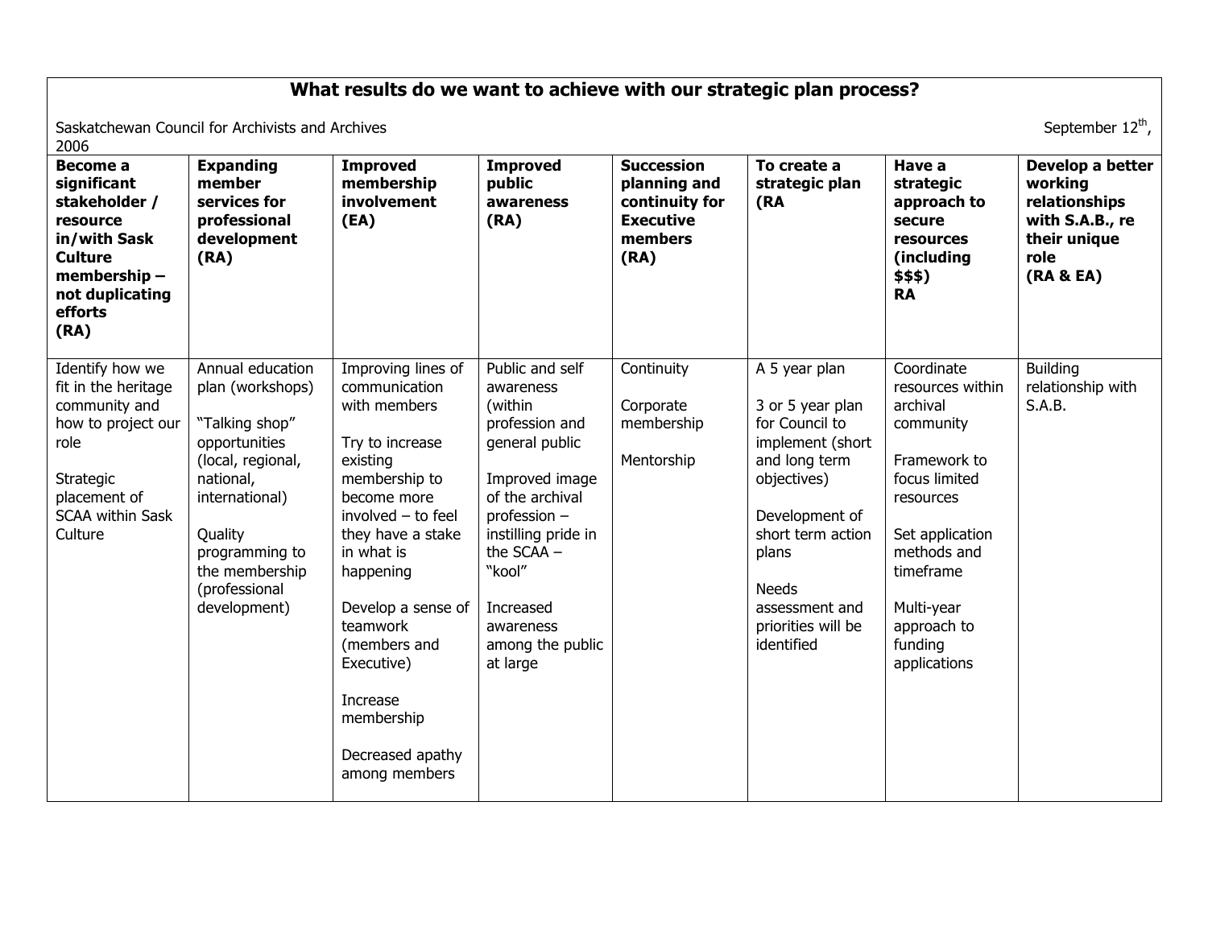## What results do we want to achieve with our strategic plan process?

Saskatchewan Council for Archivists and Archives — September 12th, 2006

| **Become a significant stakeholder / resource in/with Sask Culture membership – not duplicating efforts (RA)** | **Expanding member services for professional development (RA)** | **Improved membership involvement (EA)** | **Improved public awareness (RA)** | **Succession planning and continuity for Executive members (RA)** | **To create a strategic plan (RA** | **Have a strategic approach to secure resources (including $$$) RA** | **Develop a better working relationships with S.A.B., re their unique role (RA & EA)** |
|---|---|---|---|---|---|---|---|
| Identify how we fit in the heritage community and how to project our role<br><br>Strategic placement of SCAA within Sask Culture | Annual education plan (workshops)<br><br>"Talking shop" opportunities (local, regional, national, international)<br><br>Quality programming to the membership (professional development) | Improving lines of communication with members<br><br>Try to increase existing membership to become more involved – to feel they have a stake in what is happening<br><br>Develop a sense of teamwork (members and Executive)<br><br>Increase membership<br><br>Decreased apathy among members | Public and self awareness (within profession and general public<br><br>Improved image of the archival profession – instilling pride in the SCAA – "kool"<br><br>Increased awareness among the public at large | Continuity<br><br>Corporate membership<br><br>Mentorship | A 5 year plan<br><br>3 or 5 year plan for Council to implement (short and long term objectives)<br><br>Development of short term action plans<br><br>Needs assessment and priorities will be identified | Coordinate resources within archival community<br><br>Framework to focus limited resources<br><br>Set application methods and timeframe<br><br>Multi-year approach to funding applications | Building relationship with S.A.B. |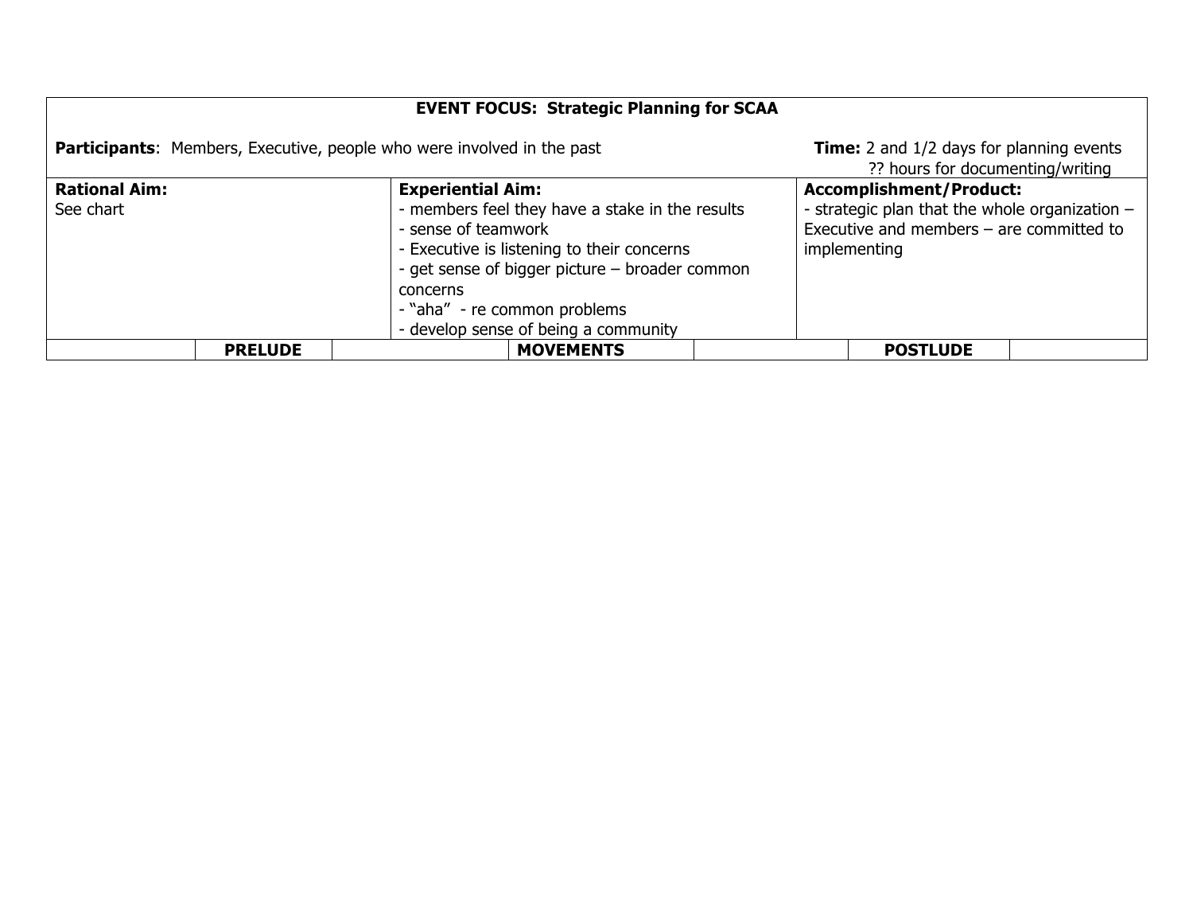| **EVENT FOCUS: Strategic Planning for SCAA** | | |
|---|---|---|
| **Participants**: Members, Executive, people who were involved in the past | | **Time:** 2 and 1/2 days for planning events<br>?? hours for documenting/writing |
| **Rational Aim:**<br>See chart | **Experiential Aim:**<br>- members feel they have a stake in the results<br>- sense of teamwork<br>- Executive is listening to their concerns<br>- get sense of bigger picture – broader common concerns<br>- "aha" - re common problems<br>- develop sense of being a community | **Accomplishment/Product:**<br>- strategic plan that the whole organization – Executive and members – are committed to implementing |

| | **PRELUDE** | | **MOVEMENTS** | | **POSTLUDE** | |
|---|---|---|---|---|---|---|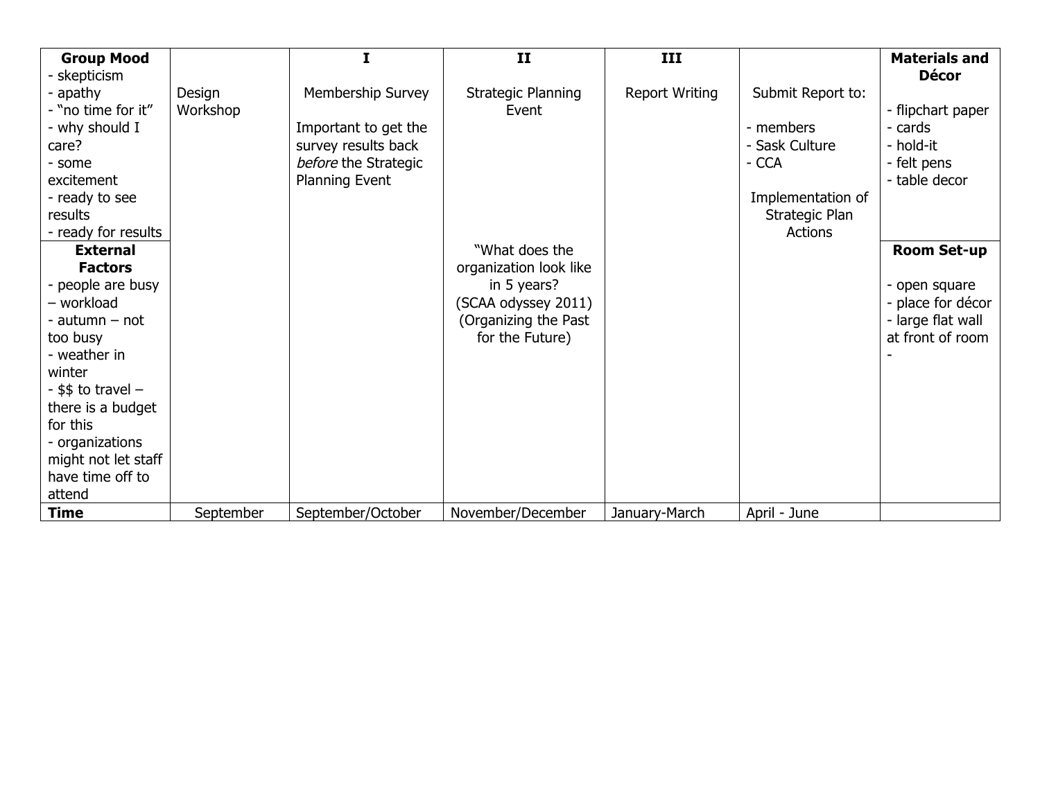| Group Mood<br>- skepticism<br>- apathy<br>- "no time for it"<br>- why should I care?<br>- some excitement<br>- ready to see results<br>- ready for results | Design Workshop | I<br><br>Membership Survey<br><br>Important to get the survey results back *before* the Strategic Planning Event | II<br><br>Strategic Planning Event | III<br><br>Report Writing | Submit Report to:<br><br>- members<br>- Sask Culture<br>- CCA<br><br>Implementation of Strategic Plan Actions | **Materials and Décor**<br><br>- flipchart paper<br>- cards<br>- hold-it<br>- felt pens<br>- table decor |
|---|---|---|---|---|---|---|
| **External Factors**<br>- people are busy – workload<br>- autumn – not too busy<br>- weather in winter<br>- $$ to travel – there is a budget for this<br>- organizations might not let staff have time off to attend | | | "What does the organization look like in 5 years?<br>(SCAA odyssey 2011)<br>(Organizing the Past for the Future) | | | **Room Set-up**<br><br>- open square<br>- place for décor<br>- large flat wall at front of room<br>- |
| **Time** | September | September/October | November/December | January-March | April - June | |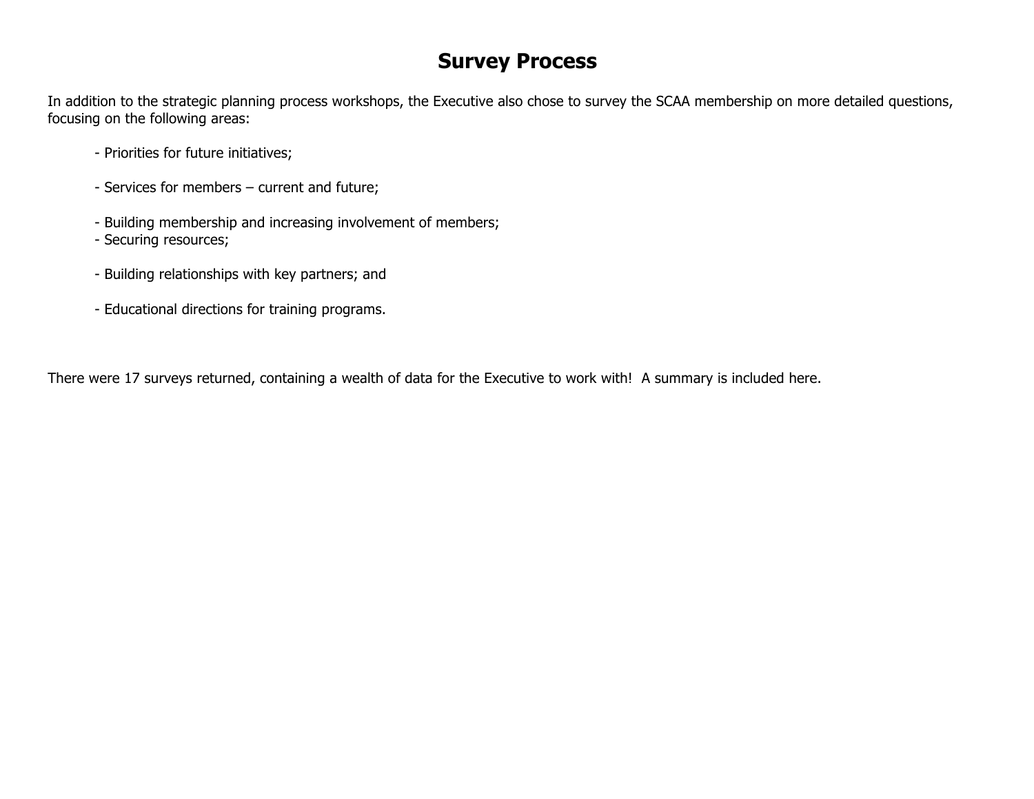# Survey Process

In addition to the strategic planning process workshops, the Executive also chose to survey the SCAA membership on more detailed questions, focusing on the following areas:

- Priorities for future initiatives;
- Services for members – current and future;
- Building membership and increasing involvement of members;
- Securing resources;
- Building relationships with key partners; and
- Educational directions for training programs.

There were 17 surveys returned, containing a wealth of data for the Executive to work with!  A summary is included here.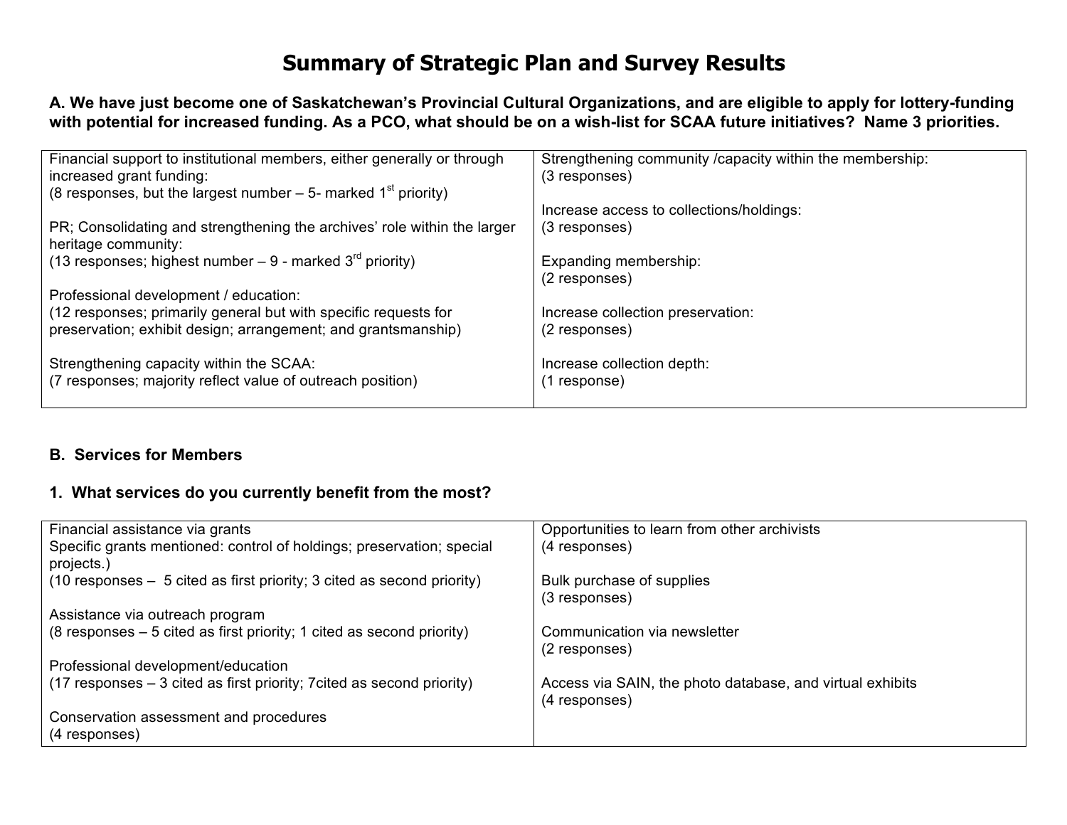# Summary of Strategic Plan and Survey Results

**A. We have just become one of Saskatchewan's Provincial Cultural Organizations, and are eligible to apply for lottery-funding with potential for increased funding. As a PCO, what should be on a wish-list for SCAA future initiatives? Name 3 priorities.**

| | |
|---|---|
| Financial support to institutional members, either generally or through increased grant funding:<br>(8 responses, but the largest number – 5- marked 1st priority)<br><br>PR; Consolidating and strengthening the archives' role within the larger heritage community:<br>(13 responses; highest number – 9 - marked 3rd priority)<br><br>Professional development / education:<br>(12 responses; primarily general but with specific requests for preservation; exhibit design; arrangement; and grantsmanship)<br><br>Strengthening capacity within the SCAA:<br>(7 responses; majority reflect value of outreach position) | Strengthening community /capacity within the membership:<br>(3 responses)<br><br>Increase access to collections/holdings:<br>(3 responses)<br><br>Expanding membership:<br>(2 responses)<br><br>Increase collection preservation:<br>(2 responses)<br><br>Increase collection depth:<br>(1 response) |

**B. Services for Members**

**1. What services do you currently benefit from the most?**

| | |
|---|---|
| Financial assistance via grants<br>Specific grants mentioned: control of holdings; preservation; special projects.)<br>(10 responses – 5 cited as first priority; 3 cited as second priority)<br><br>Assistance via outreach program<br>(8 responses – 5 cited as first priority; 1 cited as second priority)<br><br>Professional development/education<br>(17 responses – 3 cited as first priority; 7cited as second priority)<br><br>Conservation assessment and procedures<br>(4 responses) | Opportunities to learn from other archivists<br>(4 responses)<br><br>Bulk purchase of supplies<br>(3 responses)<br><br>Communication via newsletter<br>(2 responses)<br><br>Access via SAIN, the photo database, and virtual exhibits<br>(4 responses) |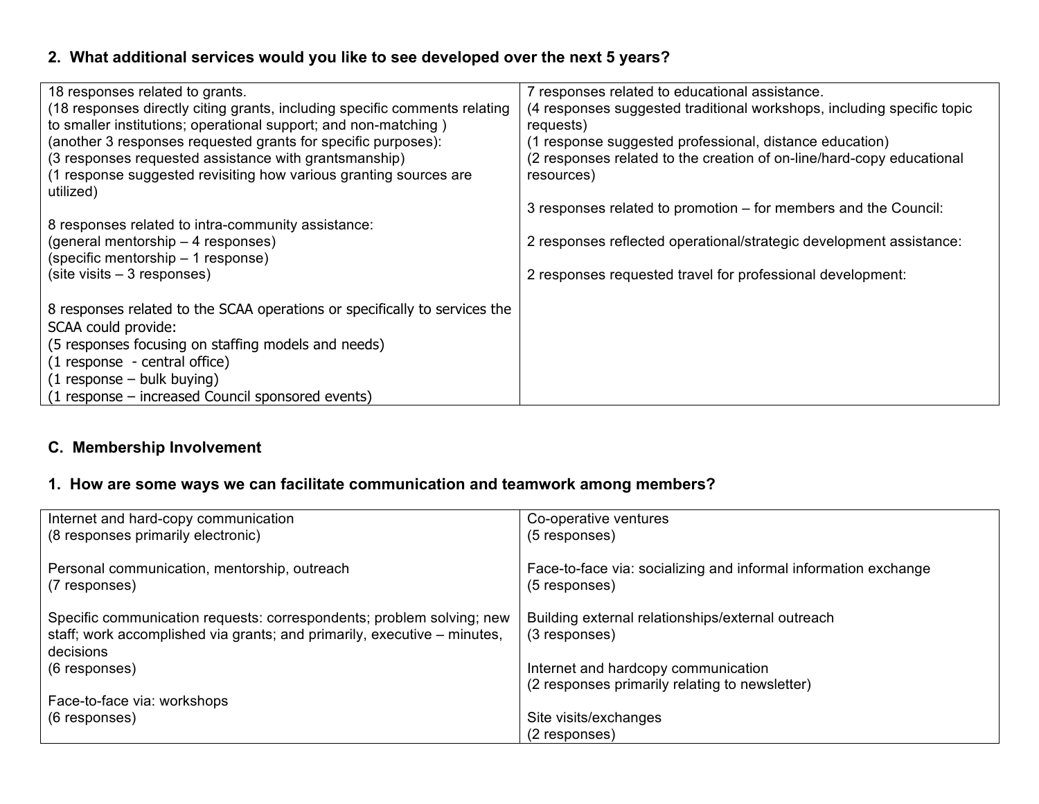**2. What additional services would you like to see developed over the next 5 years?**

| | |
|---|---|
| 18 responses related to grants.<br>(18 responses directly citing grants, including specific comments relating to smaller institutions; operational support; and non-matching )<br>(another 3 responses requested grants for specific purposes):<br>(3 responses requested assistance with grantsmanship)<br>(1 response suggested revisiting how various granting sources are utilized)<br><br>8 responses related to intra-community assistance:<br>(general mentorship – 4 responses)<br>(specific mentorship – 1 response)<br>(site visits – 3 responses)<br><br>8 responses related to the SCAA operations or specifically to services the SCAA could provide:<br>(5 responses focusing on staffing models and needs)<br>(1 response - central office)<br>(1 response – bulk buying)<br>(1 response – increased Council sponsored events) | 7 responses related to educational assistance.<br>(4 responses suggested traditional workshops, including specific topic requests)<br>(1 response suggested professional, distance education)<br>(2 responses related to the creation of on-line/hard-copy educational resources)<br><br>3 responses related to promotion – for members and the Council:<br><br>2 responses reflected operational/strategic development assistance:<br><br>2 responses requested travel for professional development: |

## C. Membership Involvement

**1. How are some ways we can facilitate communication and teamwork among members?**

| | |
|---|---|
| Internet and hard-copy communication<br>(8 responses primarily electronic)<br><br>Personal communication, mentorship, outreach<br>(7 responses)<br><br>Specific communication requests: correspondents; problem solving; new staff; work accomplished via grants; and primarily, executive – minutes, decisions<br>(6 responses)<br><br>Face-to-face via: workshops<br>(6 responses) | Co-operative ventures<br>(5 responses)<br><br>Face-to-face via: socializing and informal information exchange<br>(5 responses)<br><br>Building external relationships/external outreach<br>(3 responses)<br><br>Internet and hardcopy communication<br>(2 responses primarily relating to newsletter)<br><br>Site visits/exchanges<br>(2 responses) |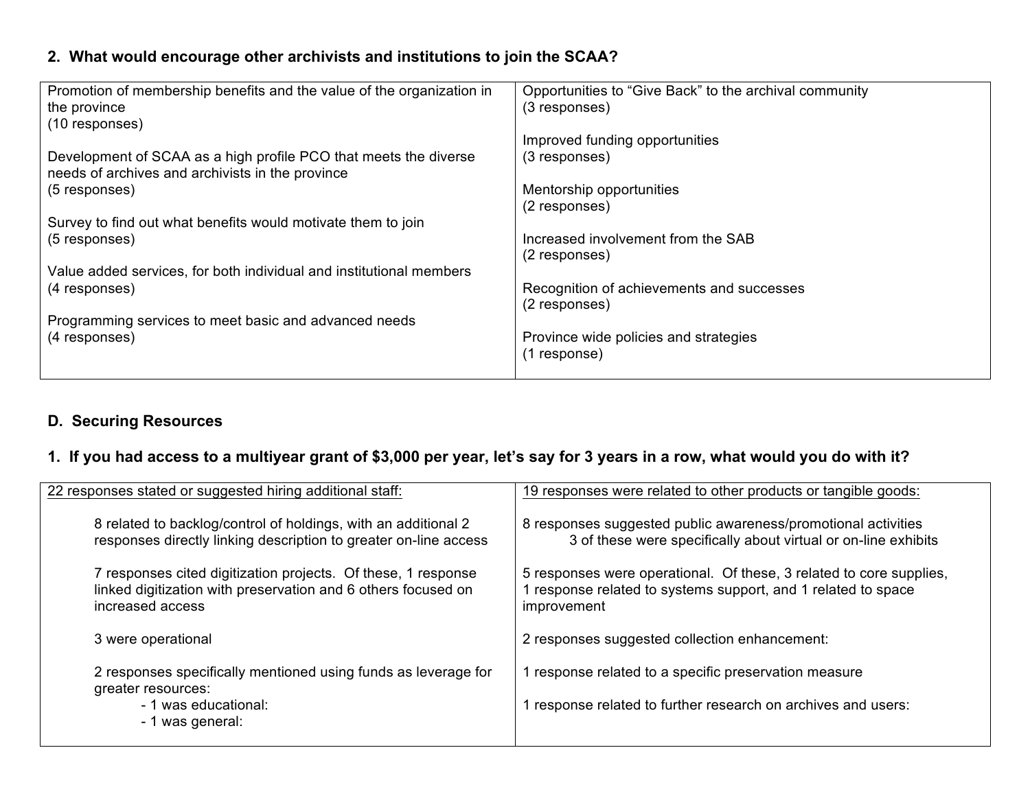### 2. What would encourage other archivists and institutions to join the SCAA?

| | |
|---|---|
| Promotion of membership benefits and the value of the organization in the province<br>(10 responses)<br><br>Development of SCAA as a high profile PCO that meets the diverse needs of archives and archivists in the province<br>(5 responses)<br><br>Survey to find out what benefits would motivate them to join<br>(5 responses)<br><br>Value added services, for both individual and institutional members<br>(4 responses)<br><br>Programming services to meet basic and advanced needs<br>(4 responses) | Opportunities to "Give Back" to the archival community<br>(3 responses)<br><br>Improved funding opportunities<br>(3 responses)<br><br>Mentorship opportunities<br>(2 responses)<br><br>Increased involvement from the SAB<br>(2 responses)<br><br>Recognition of achievements and successes<br>(2 responses)<br><br>Province wide policies and strategies<br>(1 response) |

## D. Securing Resources

### 1. If you had access to a multiyear grant of $3,000 per year, let's say for 3 years in a row, what would you do with it?

| | |
|---|---|
| <u>22 responses stated or suggested hiring additional staff:</u><br><br>8 related to backlog/control of holdings, with an additional 2 responses directly linking description to greater on-line access<br><br>7 responses cited digitization projects. Of these, 1 response linked digitization with preservation and 6 others focused on increased access<br><br>3 were operational<br><br>2 responses specifically mentioned using funds as leverage for greater resources:<br>- 1 was educational:<br>- 1 was general: | <u>19 responses were related to other products or tangible goods:</u><br><br>8 responses suggested public awareness/promotional activities<br>3 of these were specifically about virtual or on-line exhibits<br><br>5 responses were operational. Of these, 3 related to core supplies, 1 response related to systems support, and 1 related to space improvement<br><br>2 responses suggested collection enhancement:<br><br>1 response related to a specific preservation measure<br><br>1 response related to further research on archives and users: |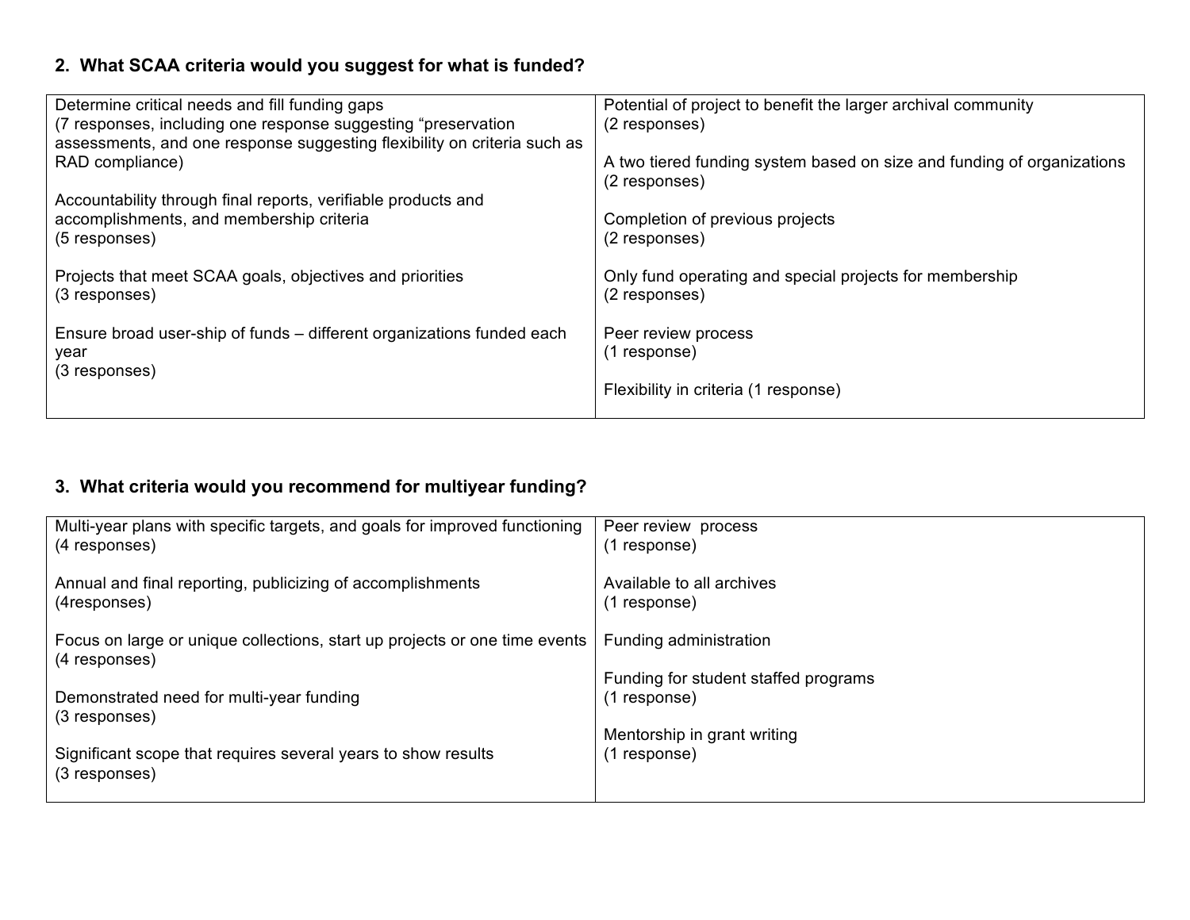**2. What SCAA criteria would you suggest for what is funded?**

| | |
|---|---|
| Determine critical needs and fill funding gaps<br>(7 responses, including one response suggesting "preservation assessments, and one response suggesting flexibility on criteria such as RAD compliance)<br><br>Accountability through final reports, verifiable products and accomplishments, and membership criteria<br>(5 responses)<br><br>Projects that meet SCAA goals, objectives and priorities<br>(3 responses)<br><br>Ensure broad user-ship of funds – different organizations funded each year<br>(3 responses) | Potential of project to benefit the larger archival community<br>(2 responses)<br><br>A two tiered funding system based on size and funding of organizations<br>(2 responses)<br><br>Completion of previous projects<br>(2 responses)<br><br>Only fund operating and special projects for membership<br>(2 responses)<br><br>Peer review process<br>(1 response)<br><br>Flexibility in criteria (1 response) |

**3. What criteria would you recommend for multiyear funding?**

| | |
|---|---|
| Multi-year plans with specific targets, and goals for improved functioning<br>(4 responses)<br><br>Annual and final reporting, publicizing of accomplishments<br>(4responses)<br><br>Focus on large or unique collections, start up projects or one time events<br>(4 responses)<br><br>Demonstrated need for multi-year funding<br>(3 responses)<br><br>Significant scope that requires several years to show results<br>(3 responses) | Peer review process<br>(1 response)<br><br>Available to all archives<br>(1 response)<br><br>Funding administration<br><br>Funding for student staffed programs<br>(1 response)<br><br>Mentorship in grant writing<br>(1 response) |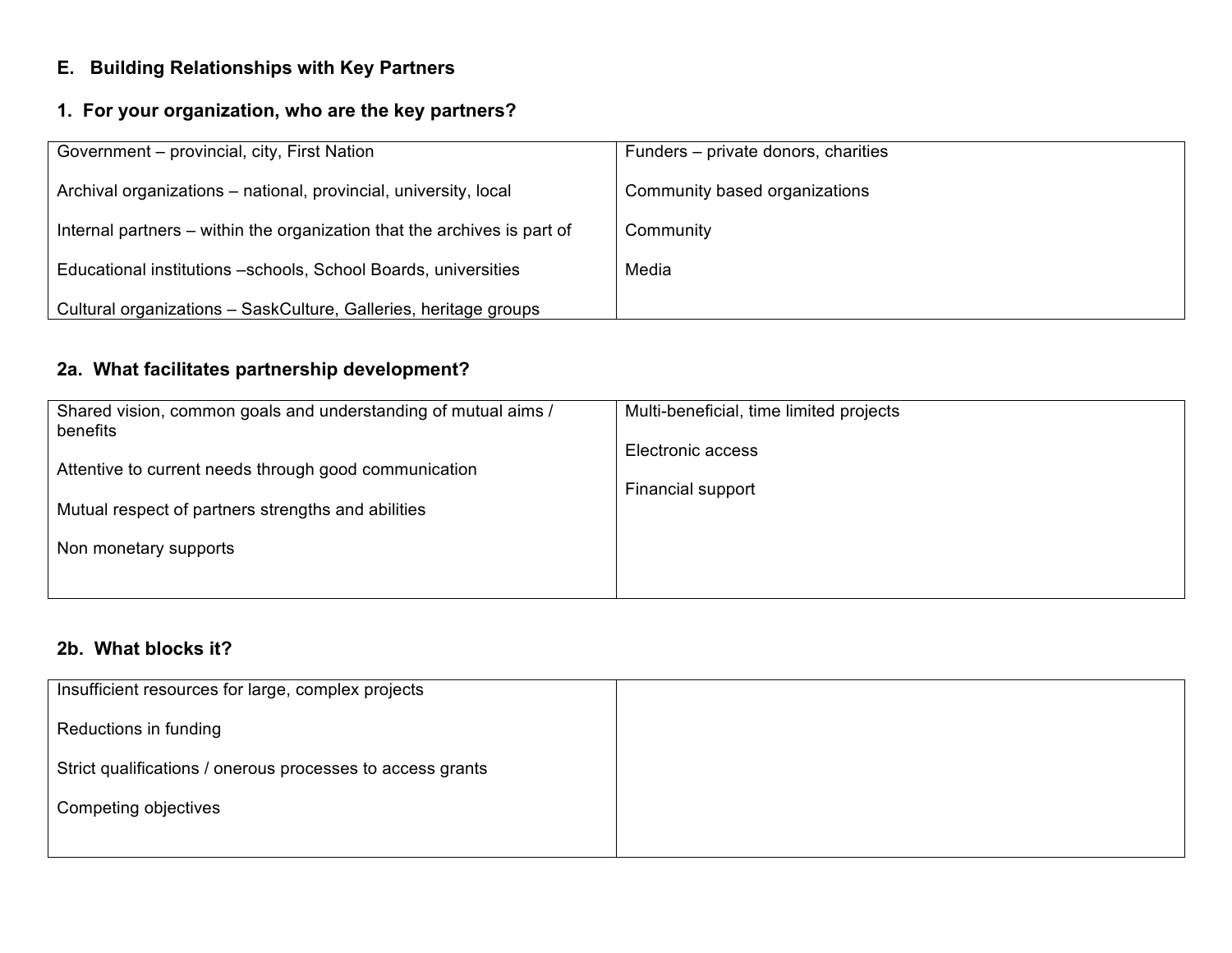## E. Building Relationships with Key Partners

### 1. For your organization, who are the key partners?

| | |
|---|---|
| Government – provincial, city, First Nation<br><br>Archival organizations – national, provincial, university, local<br><br>Internal partners – within the organization that the archives is part of<br><br>Educational institutions –schools, School Boards, universities<br><br>Cultural organizations – SaskCulture, Galleries, heritage groups | Funders – private donors, charities<br><br>Community based organizations<br><br>Community<br><br>Media |

### 2a. What facilitates partnership development?

| | |
|---|---|
| Shared vision, common goals and understanding of mutual aims / benefits<br><br>Attentive to current needs through good communication<br><br>Mutual respect of partners strengths and abilities<br><br>Non monetary supports | Multi-beneficial, time limited projects<br><br>Electronic access<br><br>Financial support |

### 2b. What blocks it?

| | |
|---|---|
| Insufficient resources for large, complex projects<br><br>Reductions in funding<br><br>Strict qualifications / onerous processes to access grants<br><br>Competing objectives | |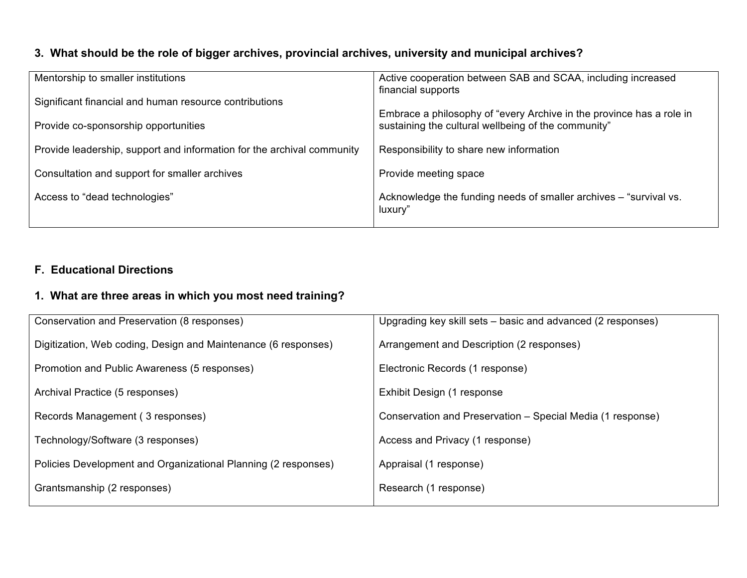**3. What should be the role of bigger archives, provincial archives, university and municipal archives?**

| | |
|---|---|
| Mentorship to smaller institutions | Active cooperation between SAB and SCAA, including increased financial supports |
| Significant financial and human resource contributions | Embrace a philosophy of "every Archive in the province has a role in sustaining the cultural wellbeing of the community" |
| Provide co-sponsorship opportunities | Responsibility to share new information |
| Provide leadership, support and information for the archival community | Provide meeting space |
| Consultation and support for smaller archives | Acknowledge the funding needs of smaller archives – "survival vs. luxury" |
| Access to "dead technologies" | |

## F. Educational Directions

**1. What are three areas in which you most need training?**

| | |
|---|---|
| Conservation and Preservation (8 responses) | Upgrading key skill sets – basic and advanced (2 responses) |
| Digitization, Web coding, Design and Maintenance (6 responses) | Arrangement and Description (2 responses) |
| Promotion and Public Awareness (5 responses) | Electronic Records (1 response) |
| Archival Practice (5 responses) | Exhibit Design (1 response |
| Records Management ( 3 responses) | Conservation and Preservation – Special Media (1 response) |
| Technology/Software (3 responses) | Access and Privacy (1 response) |
| Policies Development and Organizational Planning (2 responses) | Appraisal (1 response) |
| Grantsmanship (2 responses) | Research (1 response) |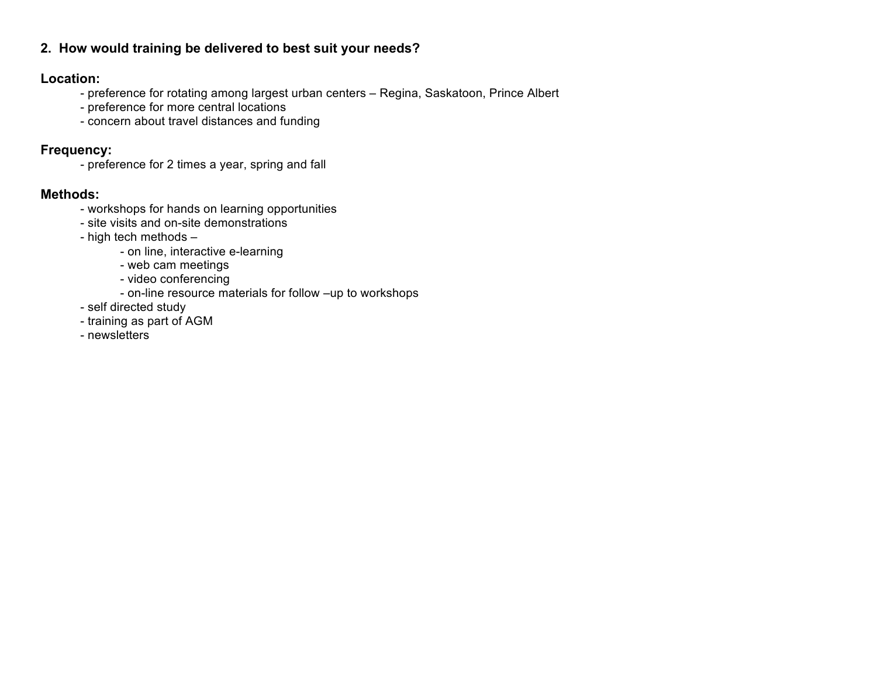**2. How would training be delivered to best suit your needs?**

**Location:**

- preference for rotating among largest urban centers – Regina, Saskatoon, Prince Albert
- preference for more central locations
- concern about travel distances and funding

**Frequency:**

- preference for 2 times a year, spring and fall

**Methods:**

- workshops for hands on learning opportunities
- site visits and on-site demonstrations
- high tech methods –
    - on line, interactive e-learning
    - web cam meetings
    - video conferencing
    - on-line resource materials for follow –up to workshops
- self directed study
- training as part of AGM
- newsletters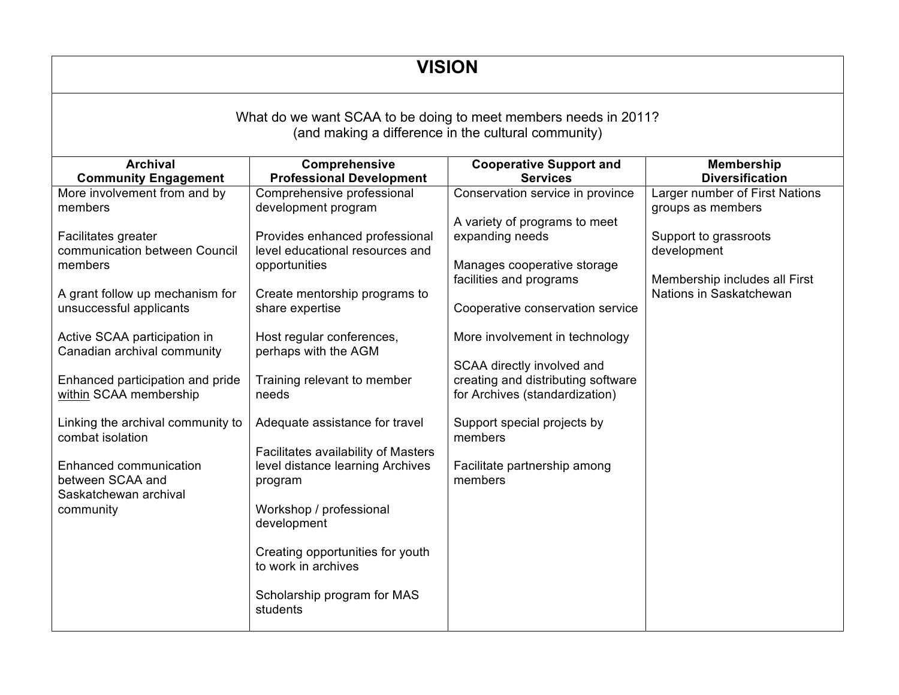# VISION

What do we want SCAA to be doing to meet members needs in 2011?
(and making a difference in the cultural community)

| Archival Community Engagement | Comprehensive Professional Development | Cooperative Support and Services | Membership Diversification |
|---|---|---|---|
| More involvement from and by members<br><br>Facilitates greater communication between Council members<br><br>A grant follow up mechanism for unsuccessful applicants<br><br>Active SCAA participation in Canadian archival community<br><br>Enhanced participation and pride within SCAA membership<br><br>Linking the archival community to combat isolation<br><br>Enhanced communication between SCAA and Saskatchewan archival community | Comprehensive professional development program<br><br>Provides enhanced professional level educational resources and opportunities<br><br>Create mentorship programs to share expertise<br><br>Host regular conferences, perhaps with the AGM<br><br>Training relevant to member needs<br><br>Adequate assistance for travel<br><br>Facilitates availability of Masters level distance learning Archives program<br><br>Workshop / professional development<br><br>Creating opportunities for youth to work in archives<br><br>Scholarship program for MAS students | Conservation service in province<br><br>A variety of programs to meet expanding needs<br><br>Manages cooperative storage facilities and programs<br><br>Cooperative conservation service<br><br>More involvement in technology<br><br>SCAA directly involved and creating and distributing software for Archives (standardization)<br><br>Support special projects by members<br><br>Facilitate partnership among members | Larger number of First Nations groups as members<br><br>Support to grassroots development<br><br>Membership includes all First Nations in Saskatchewan |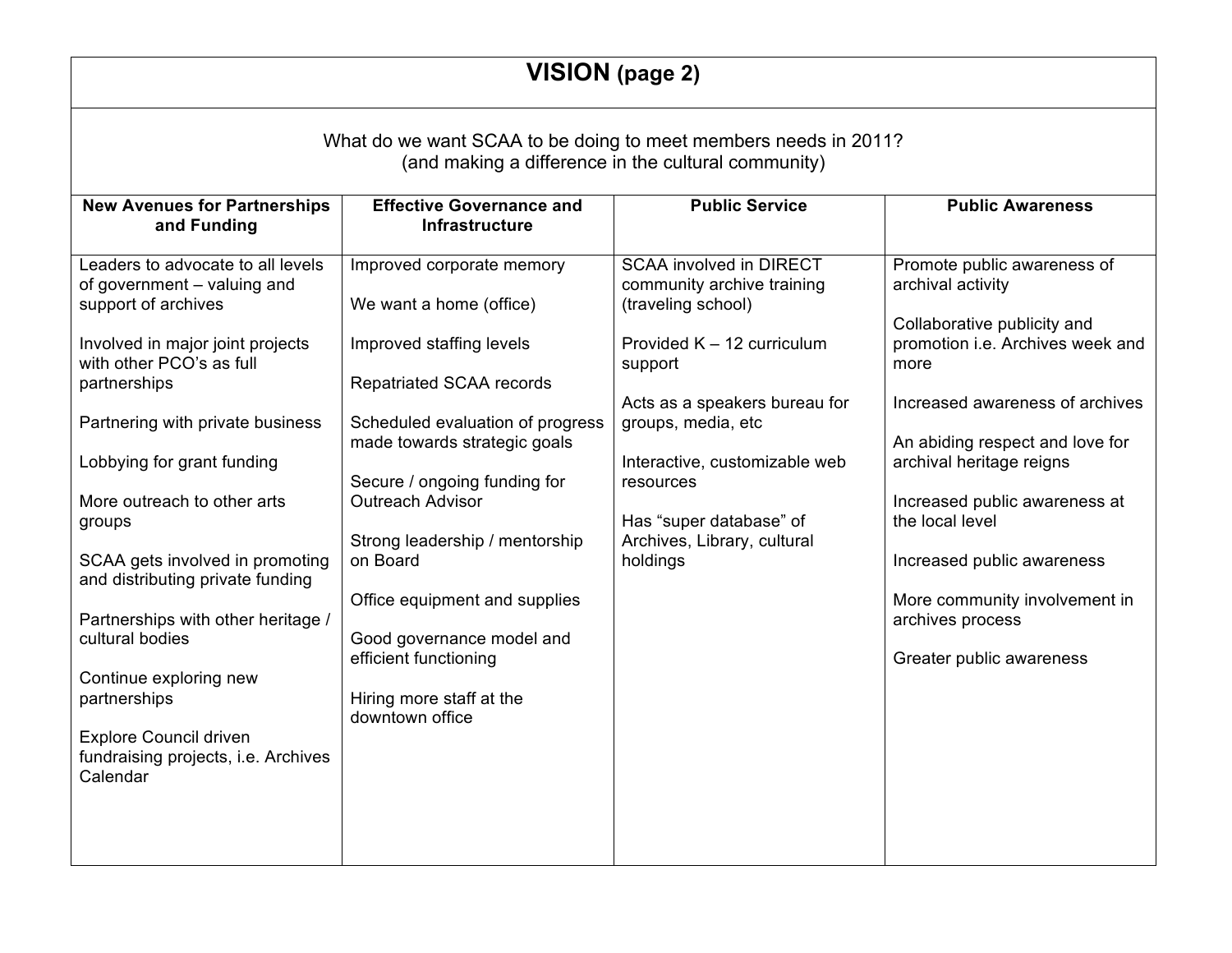# VISION (page 2)

What do we want SCAA to be doing to meet members needs in 2011?
(and making a difference in the cultural community)

| New Avenues for Partnerships and Funding | Effective Governance and Infrastructure | Public Service | Public Awareness |
|---|---|---|---|
| Leaders to advocate to all levels of government – valuing and support of archives<br><br>Involved in major joint projects with other PCO's as full partnerships<br><br>Partnering with private business<br><br>Lobbying for grant funding<br><br>More outreach to other arts groups<br><br>SCAA gets involved in promoting and distributing private funding<br><br>Partnerships with other heritage / cultural bodies<br><br>Continue exploring new partnerships<br><br>Explore Council driven fundraising projects, i.e. Archives Calendar | Improved corporate memory<br><br>We want a home (office)<br><br>Improved staffing levels<br><br>Repatriated SCAA records<br><br>Scheduled evaluation of progress made towards strategic goals<br><br>Secure / ongoing funding for Outreach Advisor<br><br>Strong leadership / mentorship on Board<br><br>Office equipment and supplies<br><br>Good governance model and efficient functioning<br><br>Hiring more staff at the downtown office | SCAA involved in DIRECT community archive training (traveling school)<br><br>Provided K – 12 curriculum support<br><br>Acts as a speakers bureau for groups, media, etc<br><br>Interactive, customizable web resources<br><br>Has "super database" of Archives, Library, cultural holdings | Promote public awareness of archival activity<br><br>Collaborative publicity and promotion i.e. Archives week and more<br><br>Increased awareness of archives<br><br>An abiding respect and love for archival heritage reigns<br><br>Increased public awareness at the local level<br><br>Increased public awareness<br><br>More community involvement in archives process<br><br>Greater public awareness |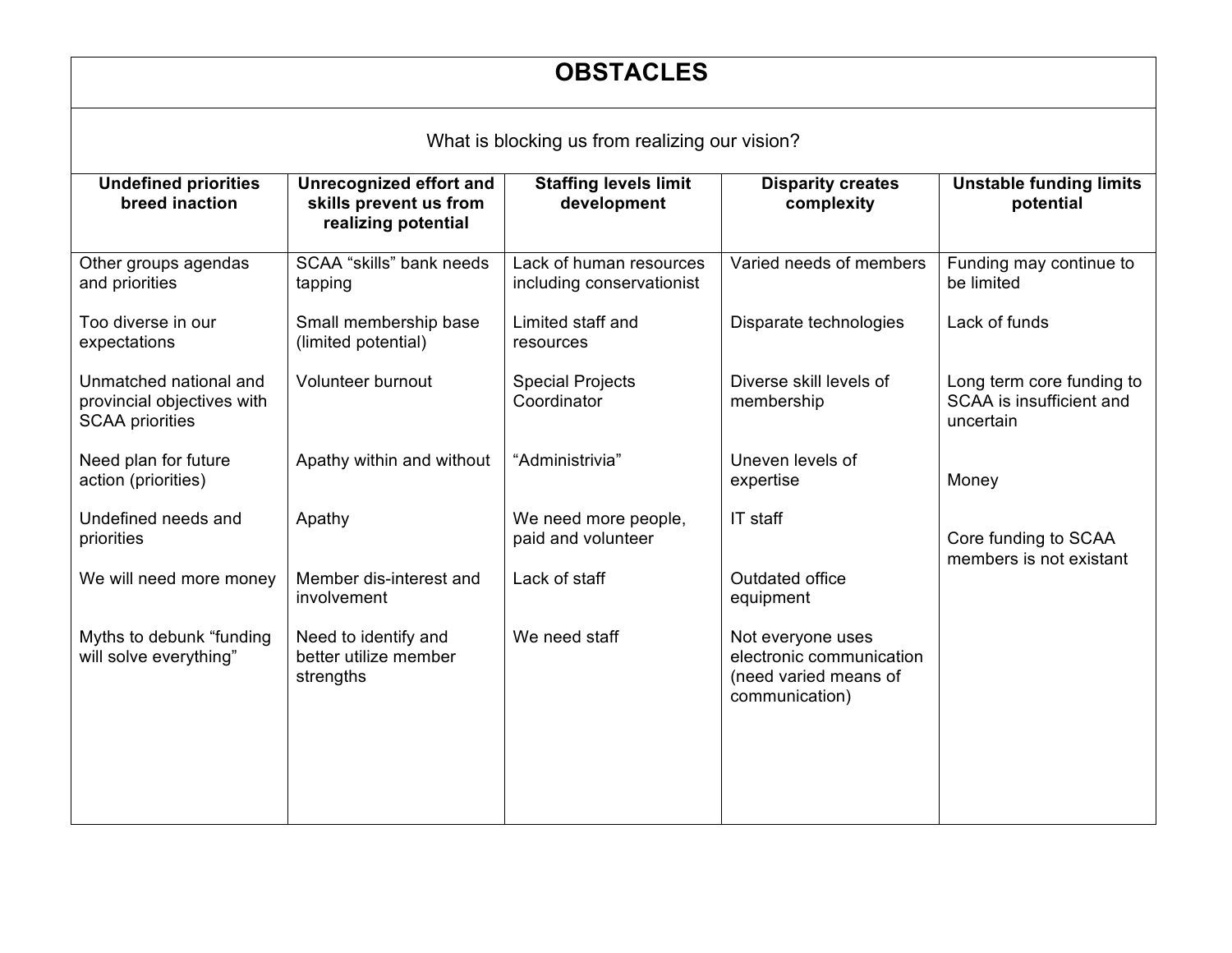# OBSTACLES

What is blocking us from realizing our vision?

| Undefined priorities breed inaction | Unrecognized effort and skills prevent us from realizing potential | Staffing levels limit development | Disparity creates complexity | Unstable funding limits potential |
|---|---|---|---|---|
| Other groups agendas and priorities | SCAA "skills" bank needs tapping | Lack of human resources including conservationist | Varied needs of members | Funding may continue to be limited |
| Too diverse in our expectations | Small membership base (limited potential) | Limited staff and resources | Disparate technologies | Lack of funds |
| Unmatched national and provincial objectives with SCAA priorities | Volunteer burnout | Special Projects Coordinator | Diverse skill levels of membership | Long term core funding to SCAA is insufficient and uncertain |
| Need plan for future action (priorities) | Apathy within and without | "Administrivia" | Uneven levels of expertise | Money |
| Undefined needs and priorities | Apathy | We need more people, paid and volunteer | IT staff | Core funding to SCAA members is not existant |
| We will need more money | Member dis-interest and involvement | Lack of staff | Outdated office equipment | |
| Myths to debunk "funding will solve everything" | Need to identify and better utilize member strengths | We need staff | Not everyone uses electronic communication (need varied means of communication) | |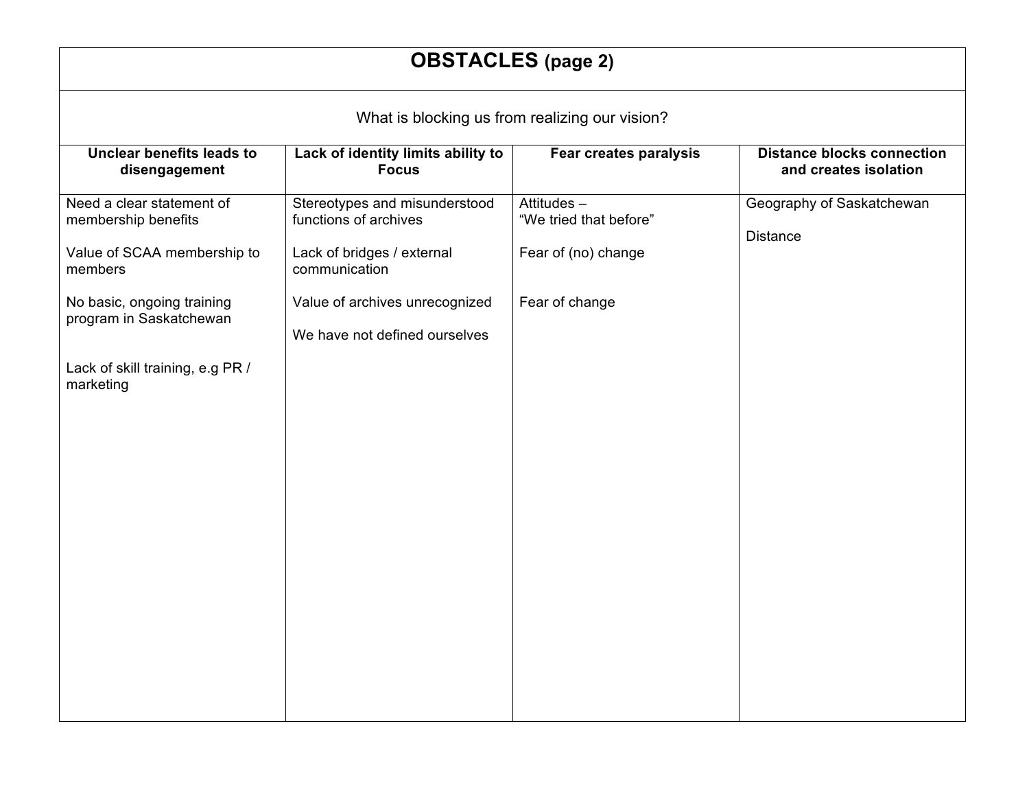# OBSTACLES (page 2)

What is blocking us from realizing our vision?

| Unclear benefits leads to disengagement | Lack of identity limits ability to Focus | Fear creates paralysis | Distance blocks connection and creates isolation |
|---|---|---|---|
| Need a clear statement of membership benefits<br><br>Value of SCAA membership to members<br><br>No basic, ongoing training program in Saskatchewan<br><br>Lack of skill training, e.g PR / marketing | Stereotypes and misunderstood functions of archives<br><br>Lack of bridges / external communication<br><br>Value of archives unrecognized<br><br>We have not defined ourselves | Attitudes – "We tried that before"<br><br>Fear of (no) change<br><br>Fear of change | Geography of Saskatchewan<br><br>Distance |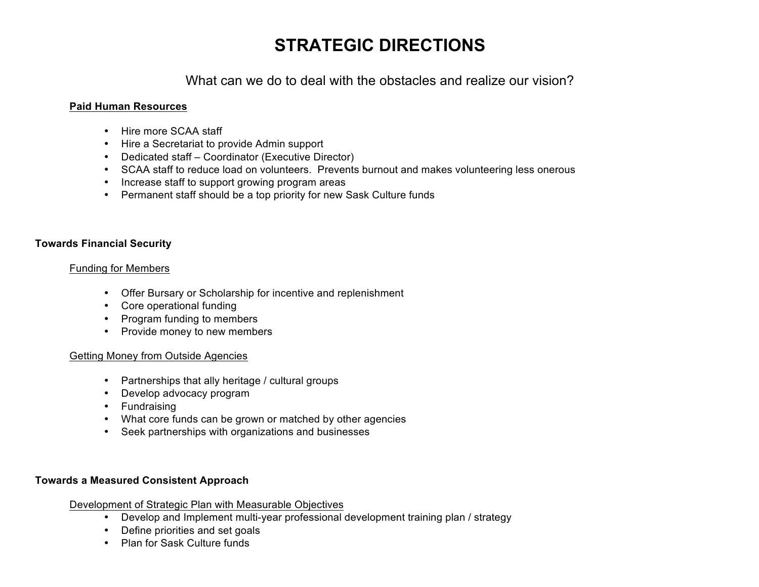# STRATEGIC DIRECTIONS

What can we do to deal with the obstacles and realize our vision?

**Paid Human Resources**

- Hire more SCAA staff
- Hire a Secretariat to provide Admin support
- Dedicated staff – Coordinator (Executive Director)
- SCAA staff to reduce load on volunteers.  Prevents burnout and makes volunteering less onerous
- Increase staff to support growing program areas
- Permanent staff should be a top priority for new Sask Culture funds

## Towards Financial Security

### Funding for Members

- Offer Bursary or Scholarship for incentive and replenishment
- Core operational funding
- Program funding to members
- Provide money to new members

### Getting Money from Outside Agencies

- Partnerships that ally heritage / cultural groups
- Develop advocacy program
- Fundraising
- What core funds can be grown or matched by other agencies
- Seek partnerships with organizations and businesses

## Towards a Measured Consistent Approach

### Development of Strategic Plan with Measurable Objectives

- Develop and Implement multi-year professional development training plan / strategy
- Define priorities and set goals
- Plan for Sask Culture funds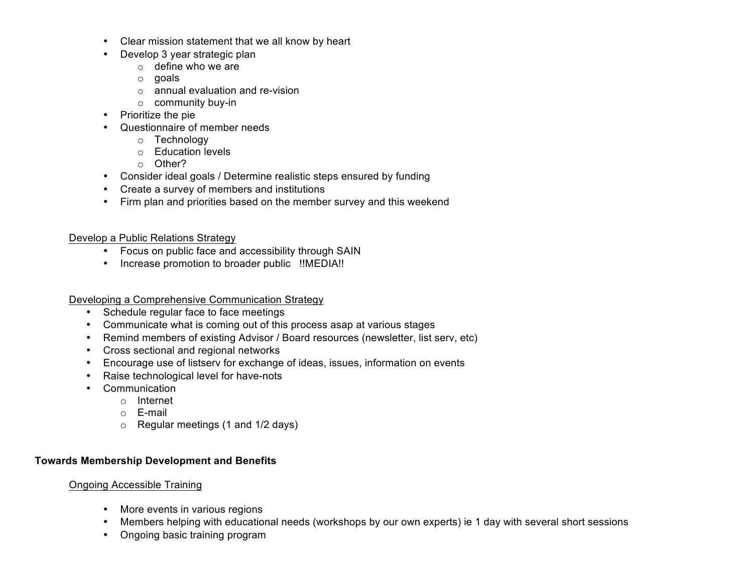- Clear mission statement that we all know by heart
- Develop 3 year strategic plan
  - define who we are
  - goals
  - annual evaluation and re-vision
  - community buy-in
- Prioritize the pie
- Questionnaire of member needs
  - Technology
  - Education levels
  - Other?
- Consider ideal goals / Determine realistic steps ensured by funding
- Create a survey of members and institutions
- Firm plan and priorities based on the member survey and this weekend

<u>Develop a Public Relations Strategy</u>

- Focus on public face and accessibility through SAIN
- Increase promotion to broader public !!MEDIA!!

<u>Developing a Comprehensive Communication Strategy</u>

- Schedule regular face to face meetings
- Communicate what is coming out of this process asap at various stages
- Remind members of existing Advisor / Board resources (newsletter, list serv, etc)
- Cross sectional and regional networks
- Encourage use of listserv for exchange of ideas, issues, information on events
- Raise technological level for have-nots
- Communication
  - Internet
  - E-mail
  - Regular meetings (1 and 1/2 days)

**Towards Membership Development and Benefits**

<u>Ongoing Accessible Training</u>

- More events in various regions
- Members helping with educational needs (workshops by our own experts) ie 1 day with several short sessions
- Ongoing basic training program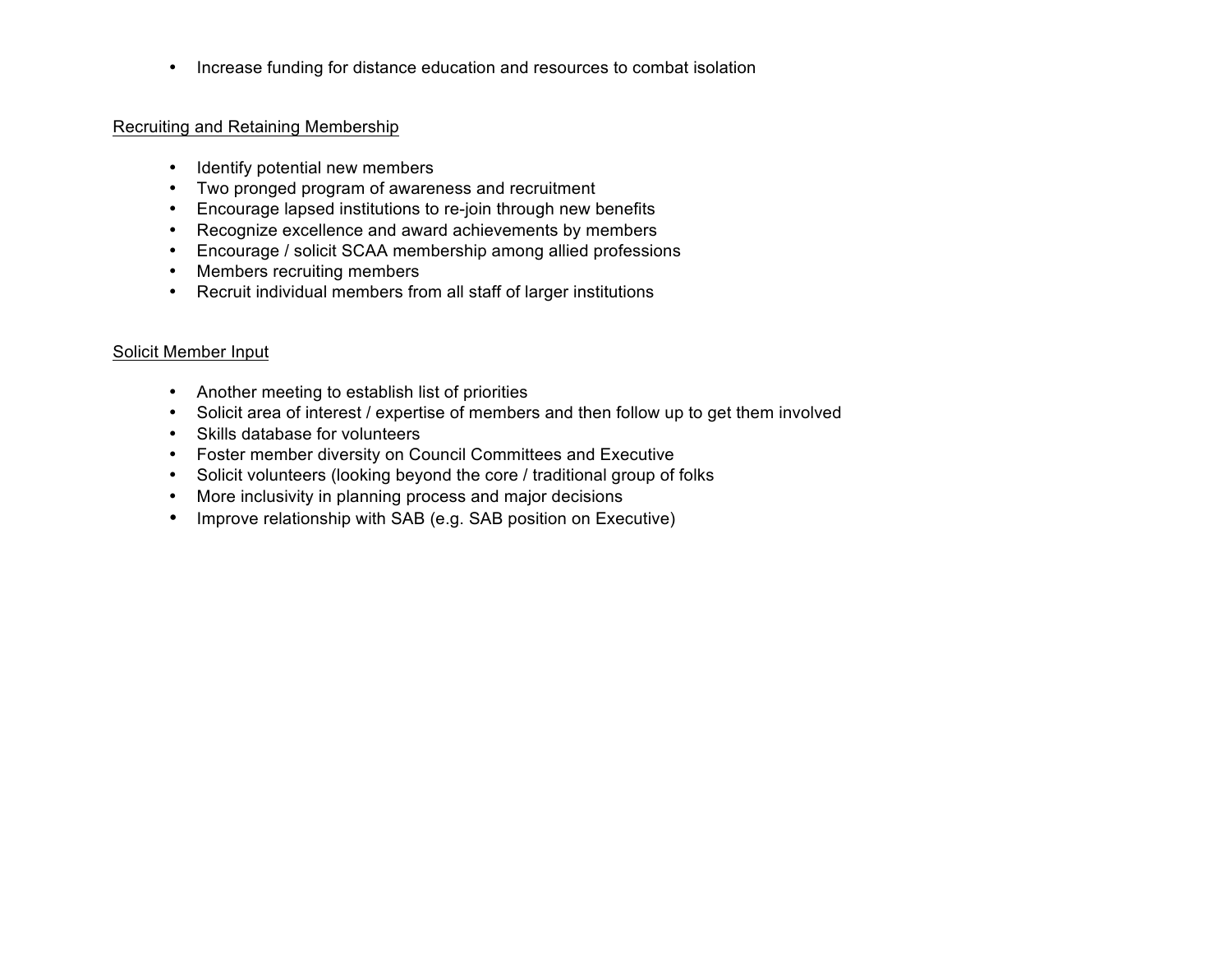- Increase funding for distance education and resources to combat isolation

Recruiting and Retaining Membership

- Identify potential new members
- Two pronged program of awareness and recruitment
- Encourage lapsed institutions to re-join through new benefits
- Recognize excellence and award achievements by members
- Encourage / solicit SCAA membership among allied professions
- Members recruiting members
- Recruit individual members from all staff of larger institutions

Solicit Member Input

- Another meeting to establish list of priorities
- Solicit area of interest / expertise of members and then follow up to get them involved
- Skills database for volunteers
- Foster member diversity on Council Committees and Executive
- Solicit volunteers (looking beyond the core / traditional group of folks
- More inclusivity in planning process and major decisions
- Improve relationship with SAB (e.g. SAB position on Executive)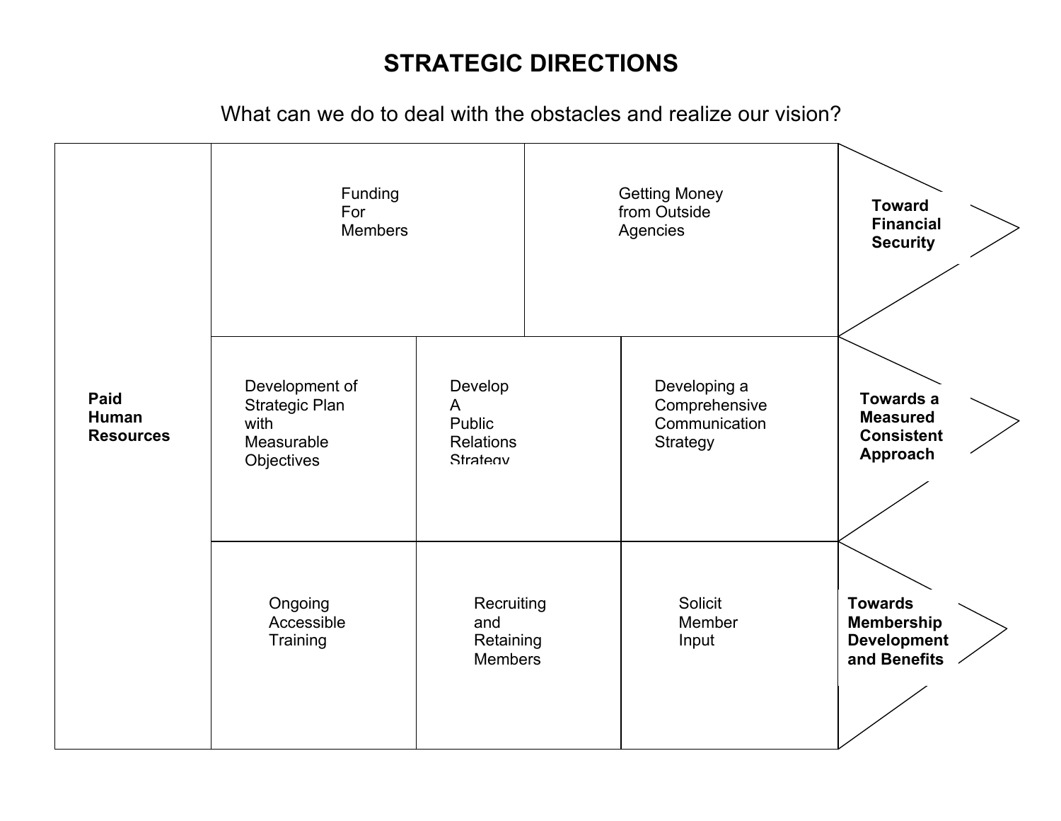# STRATEGIC DIRECTIONS

What can we do to deal with the obstacles and realize our vision?

| | | | | |
|---|---|---|---|---|
| **Paid Human Resources** | Funding For Members | | Getting Money from Outside Agencies | **Toward Financial Security** |
| | Development of Strategic Plan with Measurable Objectives | Develop A Public Relations Strategy | Developing a Comprehensive Communication Strategy | **Towards a Measured Consistent Approach** |
| | Ongoing Accessible Training | Recruiting and Retaining Members | Solicit Member Input | **Towards Membership Development and Benefits** |